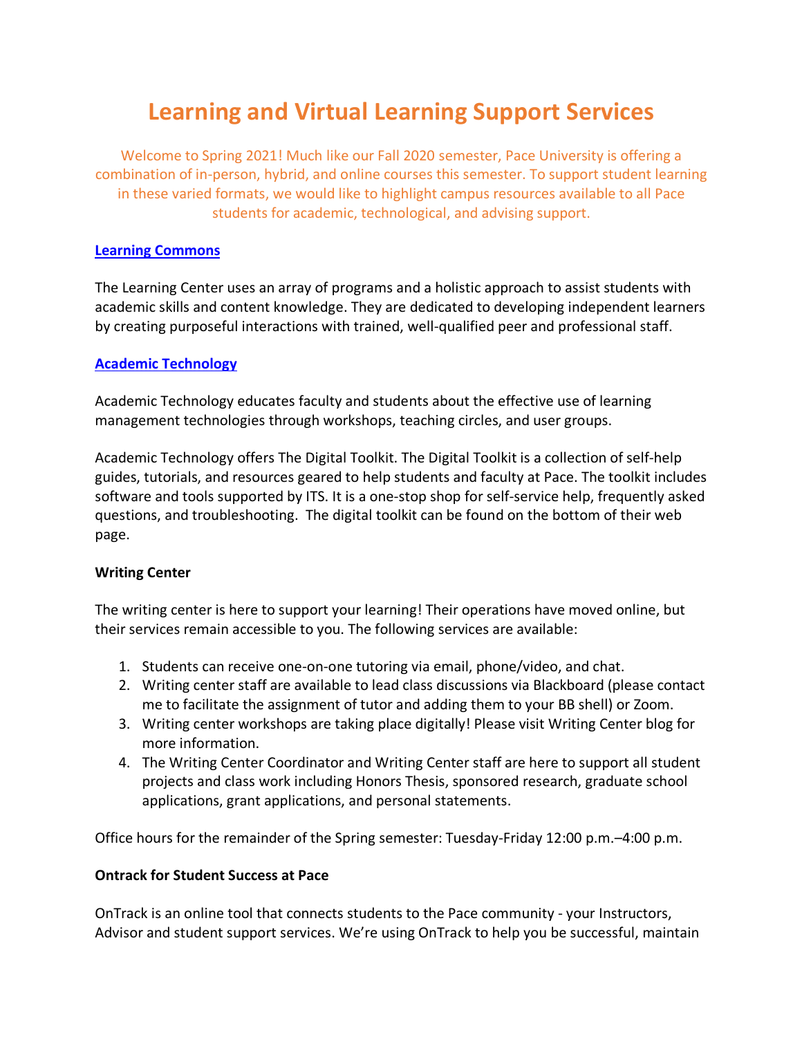# Learning and Virtual Learning Support Services

Welcome to Spring 2021! Much like our Fall 2020 semester, Pace University is offering a combination of in-person, hybrid, and online courses this semester. To support student learning in these varied formats, we would like to highlight campus resources available to all Pace students for academic, technological, and advising support.

**Learning Commons**

The Learning Center uses an array of programs and a holistic approach to assist students with academic skills and content knowledge. They are dedicated to developing independent learners by creating purposeful interactions with trained, well-qualified peer and professional staff.

**Academic Technology**

Academic Technology educates faculty and students about the effective use of learning management technologies through workshops, teaching circles, and user groups.

Academic Technology offers The Digital Toolkit. The Digital Toolkit is a collection of self-help guides, tutorials, and resources geared to help students and faculty at Pace. The toolkit includes software and tools supported by ITS. It is a one-stop shop for self-service help, frequently asked questions, and troubleshooting. The digital toolkit can be found on the bottom of their web page.

**Writing Center**

The writing center is here to support your learning! Their operations have moved online, but their services remain accessible to you. The following services are available:

1. Students can receive one-on-one tutoring via email, phone/video, and chat.
2. Writing center staff are available to lead class discussions via Blackboard (please contact me to facilitate the assignment of tutor and adding them to your BB shell) or Zoom.
3. Writing center workshops are taking place digitally! Please visit Writing Center blog for more information.
4. The Writing Center Coordinator and Writing Center staff are here to support all student projects and class work including Honors Thesis, sponsored research, graduate school applications, grant applications, and personal statements.

Office hours for the remainder of the Spring semester: Tuesday-Friday 12:00 p.m.–4:00 p.m.

**Ontrack for Student Success at Pace**

OnTrack is an online tool that connects students to the Pace community - your Instructors, Advisor and student support services. We're using OnTrack to help you be successful, maintain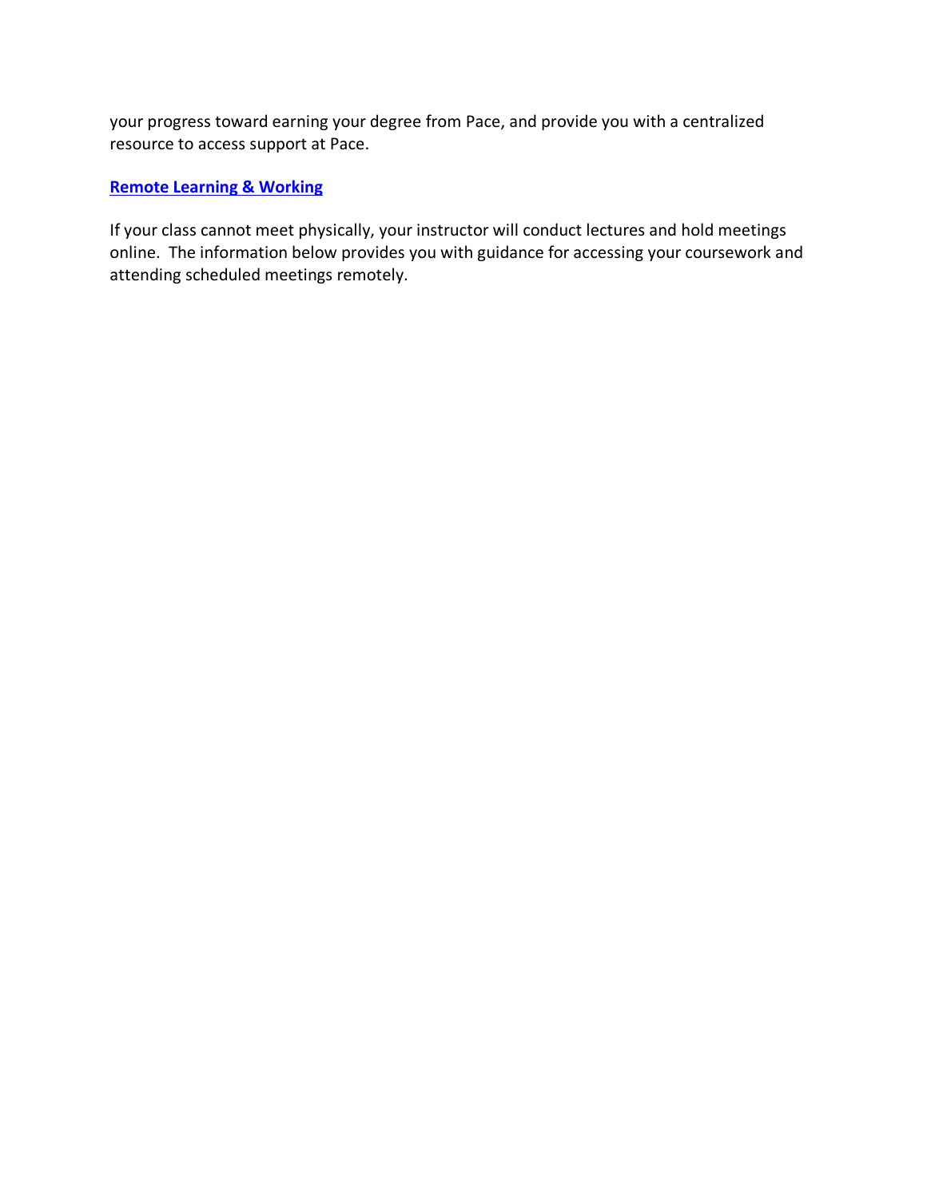your progress toward earning your degree from Pace, and provide you with a centralized resource to access support at Pace.

**Remote Learning & Working**

If your class cannot meet physically, your instructor will conduct lectures and hold meetings online. The information below provides you with guidance for accessing your coursework and attending scheduled meetings remotely.